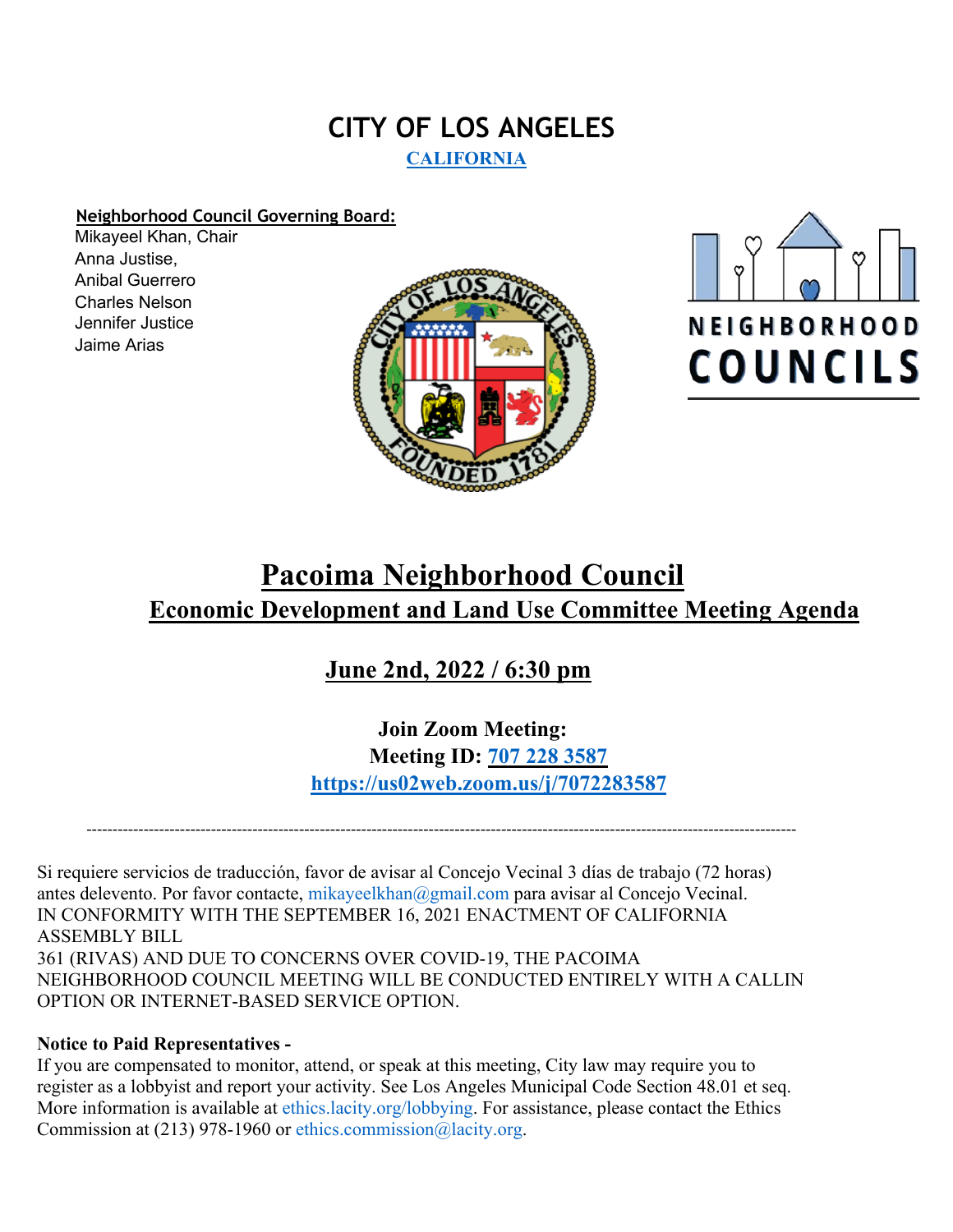# CITY OF LOS ANGELES

**CALIFORNIA**

**Neighborhood Council Governing Board:**

Mikayeel Khan, Chair
Anna Justise,
Anibal Guerrero
Charles Nelson
Jennifer Justice
Jaime Arias

NEIGHBORHOOD
COUNCILS

# Pacoima Neighborhood Council

## Economic Development and Land Use Committee Meeting Agenda

## June 2nd, 2022 / 6:30 pm

**Join Zoom Meeting:**
**Meeting ID: 707 228 3587**
**https://us02web.zoom.us/j/7072283587**

---

Si requiere servicios de traducción, favor de avisar al Concejo Vecinal 3 días de trabajo (72 horas) antes delevento. Por favor contacte, mikayeelkhan@gmail.com para avisar al Concejo Vecinal.
IN CONFORMITY WITH THE SEPTEMBER 16, 2021 ENACTMENT OF CALIFORNIA ASSEMBLY BILL
361 (RIVAS) AND DUE TO CONCERNS OVER COVID-19, THE PACOIMA NEIGHBORHOOD COUNCIL MEETING WILL BE CONDUCTED ENTIRELY WITH A CALLIN OPTION OR INTERNET-BASED SERVICE OPTION.

**Notice to Paid Representatives -**
If you are compensated to monitor, attend, or speak at this meeting, City law may require you to register as a lobbyist and report your activity. See Los Angeles Municipal Code Section 48.01 et seq. More information is available at ethics.lacity.org/lobbying. For assistance, please contact the Ethics Commission at (213) 978-1960 or ethics.commission@lacity.org.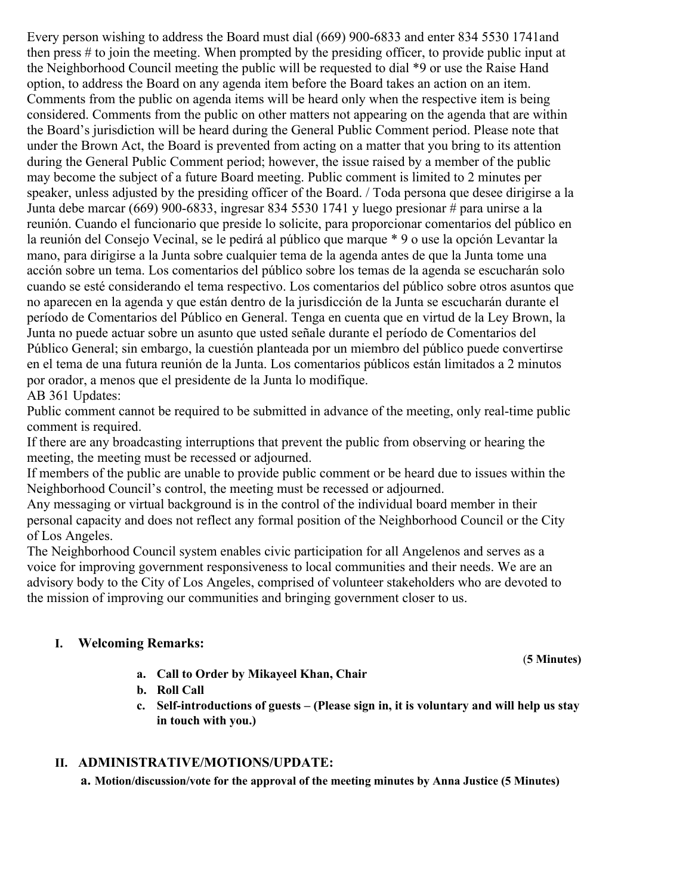Every person wishing to address the Board must dial (669) 900-6833 and enter 834 5530 1741and then press # to join the meeting. When prompted by the presiding officer, to provide public input at the Neighborhood Council meeting the public will be requested to dial *9 or use the Raise Hand option, to address the Board on any agenda item before the Board takes an action on an item. Comments from the public on agenda items will be heard only when the respective item is being considered. Comments from the public on other matters not appearing on the agenda that are within the Board's jurisdiction will be heard during the General Public Comment period. Please note that under the Brown Act, the Board is prevented from acting on a matter that you bring to its attention during the General Public Comment period; however, the issue raised by a member of the public may become the subject of a future Board meeting. Public comment is limited to 2 minutes per speaker, unless adjusted by the presiding officer of the Board. / Toda persona que desee dirigirse a la Junta debe marcar (669) 900-6833, ingresar 834 5530 1741 y luego presionar # para unirse a la reunión. Cuando el funcionario que preside lo solicite, para proporcionar comentarios del público en la reunión del Consejo Vecinal, se le pedirá al público que marque * 9 o use la opción Levantar la mano, para dirigirse a la Junta sobre cualquier tema de la agenda antes de que la Junta tome una acción sobre un tema. Los comentarios del público sobre los temas de la agenda se escucharán solo cuando se esté considerando el tema respectivo. Los comentarios del público sobre otros asuntos que no aparecen en la agenda y que están dentro de la jurisdicción de la Junta se escucharán durante el período de Comentarios del Público en General. Tenga en cuenta que en virtud de la Ley Brown, la Junta no puede actuar sobre un asunto que usted señale durante el período de Comentarios del Público General; sin embargo, la cuestión planteada por un miembro del público puede convertirse en el tema de una futura reunión de la Junta. Los comentarios públicos están limitados a 2 minutos por orador, a menos que el presidente de la Junta lo modifique.

AB 361 Updates:

Public comment cannot be required to be submitted in advance of the meeting, only real-time public comment is required.

If there are any broadcasting interruptions that prevent the public from observing or hearing the meeting, the meeting must be recessed or adjourned.

If members of the public are unable to provide public comment or be heard due to issues within the Neighborhood Council's control, the meeting must be recessed or adjourned.

Any messaging or virtual background is in the control of the individual board member in their personal capacity and does not reflect any formal position of the Neighborhood Council or the City of Los Angeles.

The Neighborhood Council system enables civic participation for all Angelenos and serves as a voice for improving government responsiveness to local communities and their needs. We are an advisory body to the City of Los Angeles, comprised of volunteer stakeholders who are devoted to the mission of improving our communities and bringing government closer to us.

## I. Welcoming Remarks:

**(5 Minutes)**

- **a. Call to Order by Mikayeel Khan, Chair**
- **b. Roll Call**
- **c. Self-introductions of guests – (Please sign in, it is voluntary and will help us stay in touch with you.)**

## II. ADMINISTRATIVE/MOTIONS/UPDATE:

- **a. Motion/discussion/vote for the approval of the meeting minutes by Anna Justice (5 Minutes)**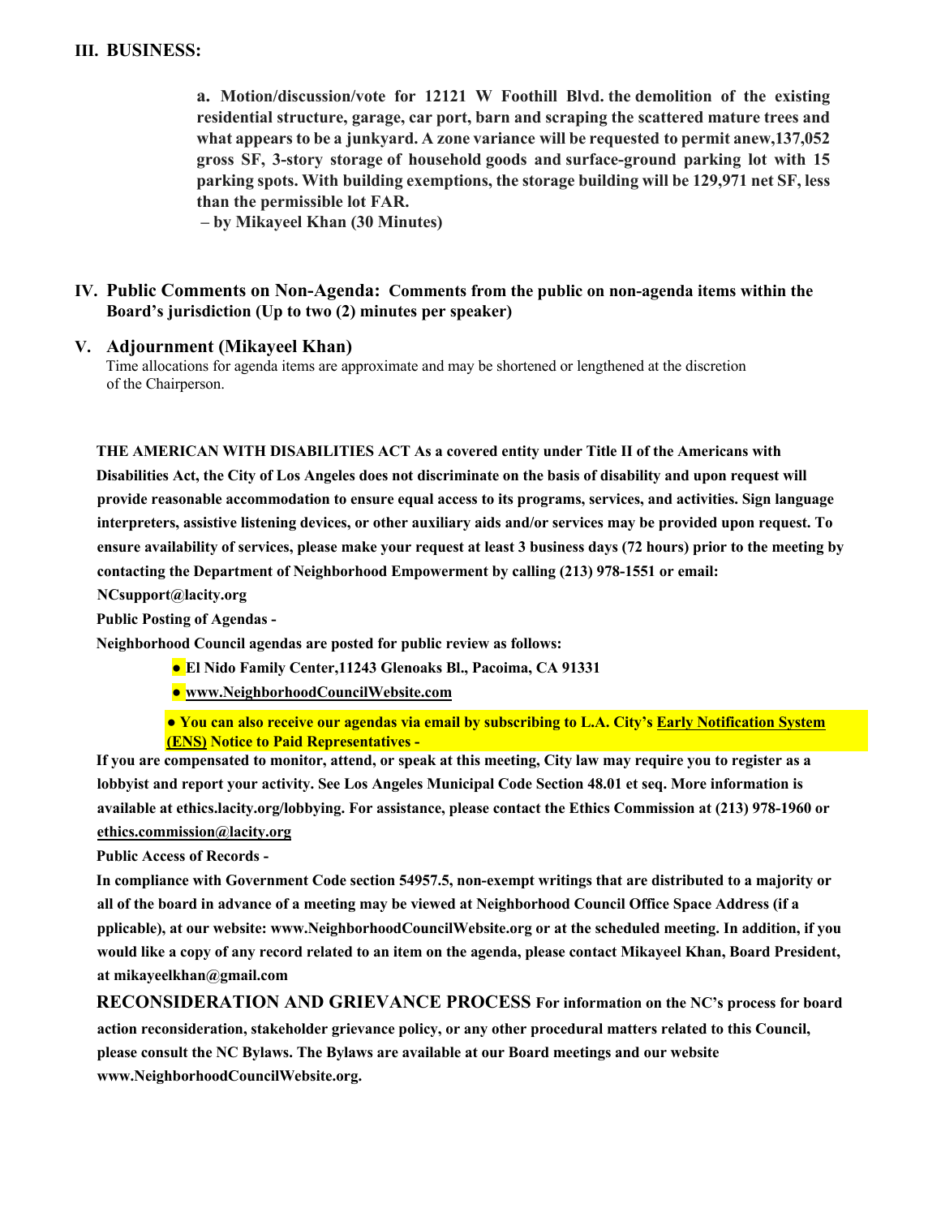## III. BUSINESS:

**a. Motion/discussion/vote for 12121 W Foothill Blvd. the demolition of the existing residential structure, garage, car port, barn and scraping the scattered mature trees and what appears to be a junkyard. A zone variance will be requested to permit anew,137,052 gross SF, 3-story storage of household goods and surface-ground parking lot with 15 parking spots. With building exemptions, the storage building will be 129,971 net SF, less than the permissible lot FAR.**
**– by Mikayeel Khan (30 Minutes)**

## IV. Public Comments on Non-Agenda: Comments from the public on non-agenda items within the Board's jurisdiction (Up to two (2) minutes per speaker)

## V. Adjournment (Mikayeel Khan)

Time allocations for agenda items are approximate and may be shortened or lengthened at the discretion of the Chairperson.

**THE AMERICAN WITH DISABILITIES ACT As a covered entity under Title II of the Americans with Disabilities Act, the City of Los Angeles does not discriminate on the basis of disability and upon request will provide reasonable accommodation to ensure equal access to its programs, services, and activities. Sign language interpreters, assistive listening devices, or other auxiliary aids and/or services may be provided upon request. To ensure availability of services, please make your request at least 3 business days (72 hours) prior to the meeting by contacting the Department of Neighborhood Empowerment by calling (213) 978-1551 or email: NCsupport@lacity.org**

**Public Posting of Agendas -**

**Neighborhood Council agendas are posted for public review as follows:**

- **El Nido Family Center,11243 Glenoaks Bl., Pacoima, CA 91331**
- **www.NeighborhoodCouncilWebsite.com**
- **You can also receive our agendas via email by subscribing to L.A. City's Early Notification System (ENS)** **Notice to Paid Representatives -**

**If you are compensated to monitor, attend, or speak at this meeting, City law may require you to register as a lobbyist and report your activity. See Los Angeles Municipal Code Section 48.01 et seq. More information is available at ethics.lacity.org/lobbying. For assistance, please contact the Ethics Commission at (213) 978-1960 or ethics.commission@lacity.org**

**Public Access of Records -**

**In compliance with Government Code section 54957.5, non-exempt writings that are distributed to a majority or all of the board in advance of a meeting may be viewed at Neighborhood Council Office Space Address (if a pplicable), at our website: www.NeighborhoodCouncilWebsite.org or at the scheduled meeting. In addition, if you would like a copy of any record related to an item on the agenda, please contact Mikayeel Khan, Board President, at mikayeelkhan@gmail.com**

**RECONSIDERATION AND GRIEVANCE PROCESS For information on the NC's process for board action reconsideration, stakeholder grievance policy, or any other procedural matters related to this Council, please consult the NC Bylaws. The Bylaws are available at our Board meetings and our website www.NeighborhoodCouncilWebsite.org.**